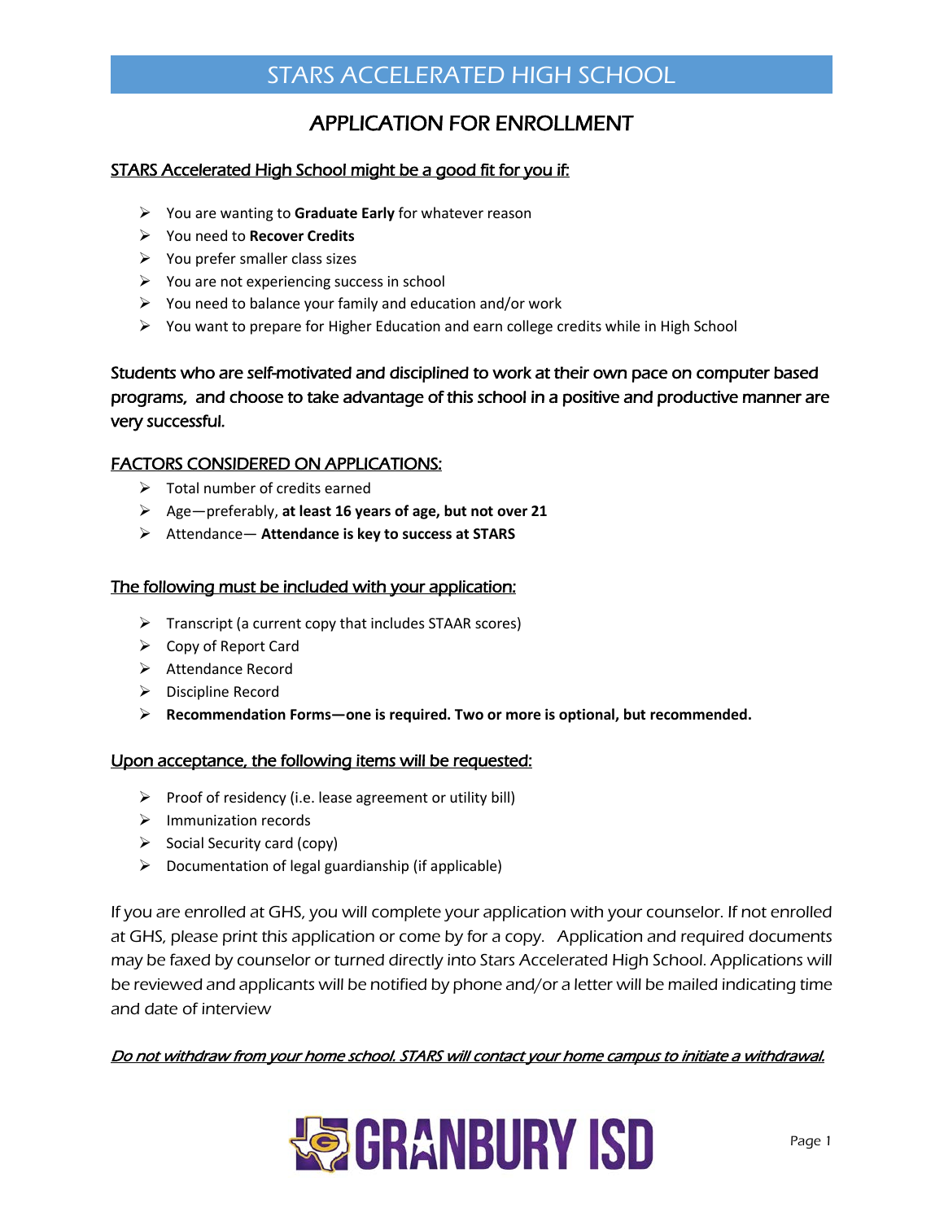# STARS ACCELERATED HIGH SCHOOL

## APPLICATION FOR ENROLLMENT

<u>STARS Accelerated High School might be a good fit for you if:</u>

- You are wanting to **Graduate Early** for whatever reason
- You need to **Recover Credits**
- You prefer smaller class sizes
- You are not experiencing success in school
- You need to balance your family and education and/or work
- You want to prepare for Higher Education and earn college credits while in High School

Students who are self-motivated and disciplined to work at their own pace on computer based programs, and choose to take advantage of this school in a positive and productive manner are very successful.

<u>FACTORS CONSIDERED ON APPLICATIONS:</u>

- Total number of credits earned
- Age—preferably, **at least 16 years of age, but not over 21**
- Attendance— **Attendance is key to success at STARS**

<u>The following must be included with your application:</u>

- Transcript (a current copy that includes STAAR scores)
- Copy of Report Card
- Attendance Record
- Discipline Record
- **Recommendation Forms—one is required. Two or more is optional, but recommended.**

<u>Upon acceptance, the following items will be requested:</u>

- Proof of residency (i.e. lease agreement or utility bill)
- Immunization records
- Social Security card (copy)
- Documentation of legal guardianship (if applicable)

If you are enrolled at GHS, you will complete your application with your counselor. If not enrolled at GHS, please print this application or come by for a copy. Application and required documents may be faxed by counselor or turned directly into Stars Accelerated High School. Applications will be reviewed and applicants will be notified by phone and/or a letter will be mailed indicating time and date of interview

***<u>Do not withdraw from your home school. STARS will contact your home campus to initiate a withdrawal.</u>***

GRANBURY ISD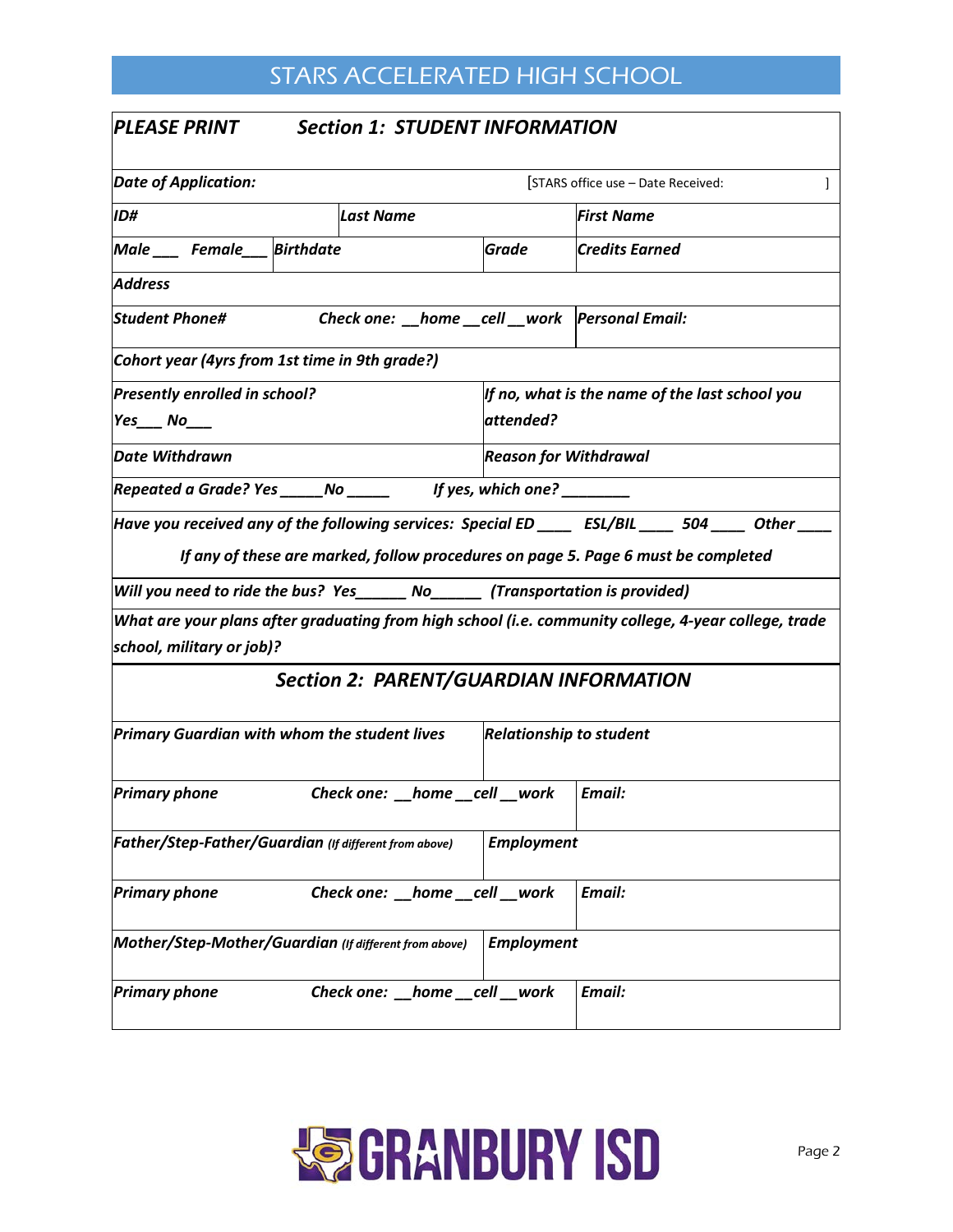# STARS ACCELERATED HIGH SCHOOL

***PLEASE PRINT*** ***Section 1: STUDENT INFORMATION***

| | | | |
|---|---|---|---|
| ***Date of Application:*** | | [STARS office use – Date Received: ] | |
| ***ID#*** | ***Last Name*** | | ***First Name*** |
| ***Male*** ___ ***Female***___ | ***Birthdate*** | ***Grade*** | ***Credits Earned*** |
| ***Address*** | | | |
| ***Student Phone#*** | ***Check one: __home __cell __work*** | | ***Personal Email:*** |
| ***Cohort year (4yrs from 1st time in 9th grade?)*** | | | |
| ***Presently enrolled in school?*** ***Yes___ No___*** | | ***If no, what is the name of the last school you attended?*** | |
| ***Date Withdrawn*** | | ***Reason for Withdrawal*** | |
| ***Repeated a Grade? Yes _____No _____*** | ***If yes, which one? ________*** | | |
| ***Have you received any of the following services: Special ED ____ ESL/BIL ____ 504 ____ Other ____*** | | | |
| ***If any of these are marked, follow procedures on page 5. Page 6 must be completed*** | | | |
| ***Will you need to ride the bus? Yes______ No______ (Transportation is provided)*** | | | |
| ***What are your plans after graduating from high school (i.e. community college, 4-year college, trade school, military or job)?*** | | | |

## ***Section 2: PARENT/GUARDIAN INFORMATION***

| | | |
|---|---|---|
| ***Primary Guardian with whom the student lives*** | ***Relationship to student*** | |
| ***Primary phone*** | ***Check one: __home __cell __work*** | ***Email:*** |
| ***Father/Step-Father/Guardian*** *(If different from above)* | ***Employment*** | |
| ***Primary phone*** | ***Check one: __home __cell __work*** | ***Email:*** |
| ***Mother/Step-Mother/Guardian*** *(If different from above)* | ***Employment*** | |
| ***Primary phone*** | ***Check one: __home __cell __work*** | ***Email:*** |

GRANBURY ISD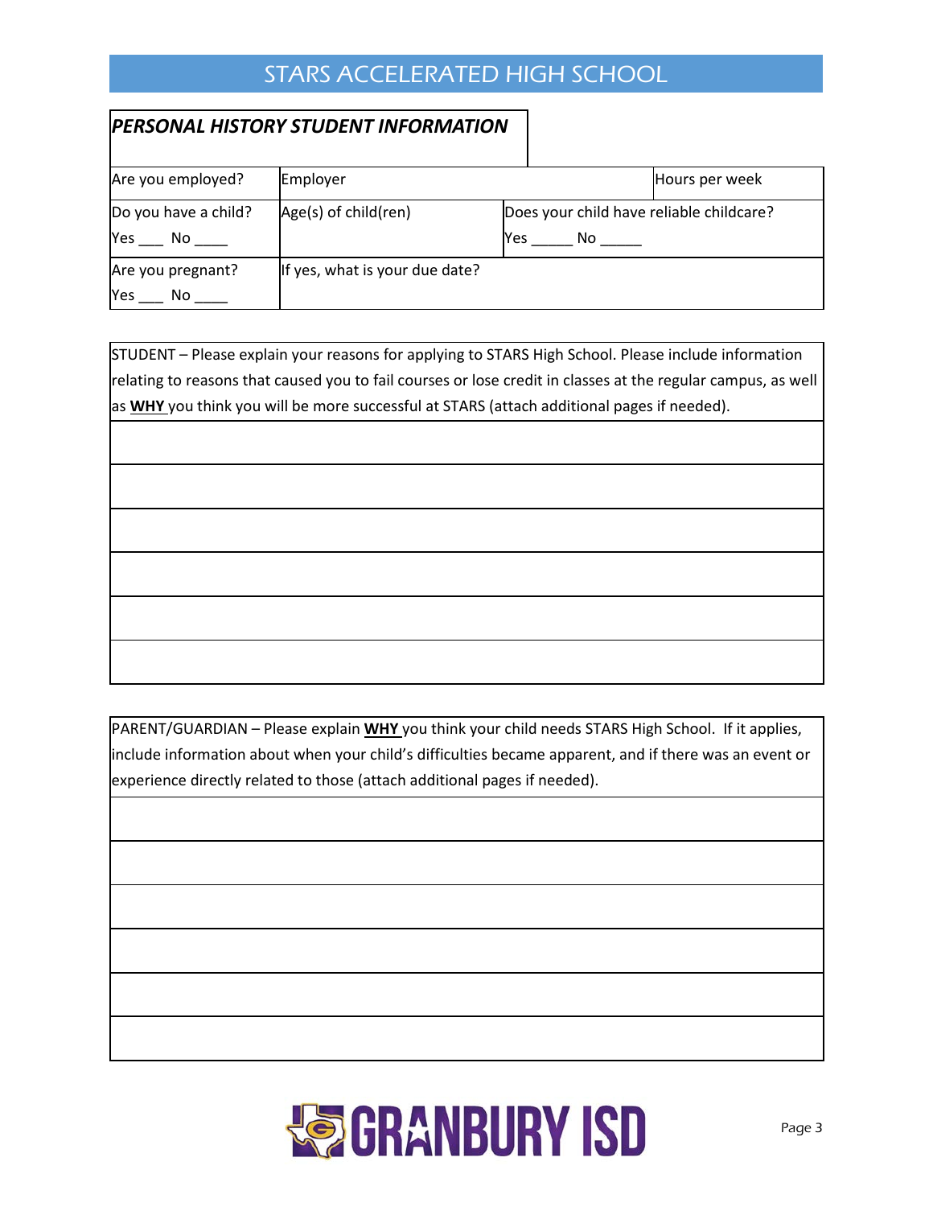# STARS ACCELERATED HIGH SCHOOL

## *PERSONAL HISTORY STUDENT INFORMATION*

| Are you employed? | Employer | | Hours per week |
|---|---|---|---|
| Do you have a child?<br>Yes ___ No ____ | Age(s) of child(ren) | Does your child have reliable childcare?<br>Yes _____ No _____ | |
| Are you pregnant?<br>Yes ___ No ____ | If yes, what is your due date? | | |

| STUDENT – Please explain your reasons for applying to STARS High School. Please include information relating to reasons that caused you to fail courses or lose credit in classes at the regular campus, as well as **WHY** you think you will be more successful at STARS (attach additional pages if needed). |
|---|
| |
| |
| |
| |
| |
| |

| PARENT/GUARDIAN – Please explain **WHY** you think your child needs STARS High School. If it applies, include information about when your child's difficulties became apparent, and if there was an event or experience directly related to those (attach additional pages if needed). |
|---|
| |
| |
| |
| |
| |
| |

GRANBURY ISD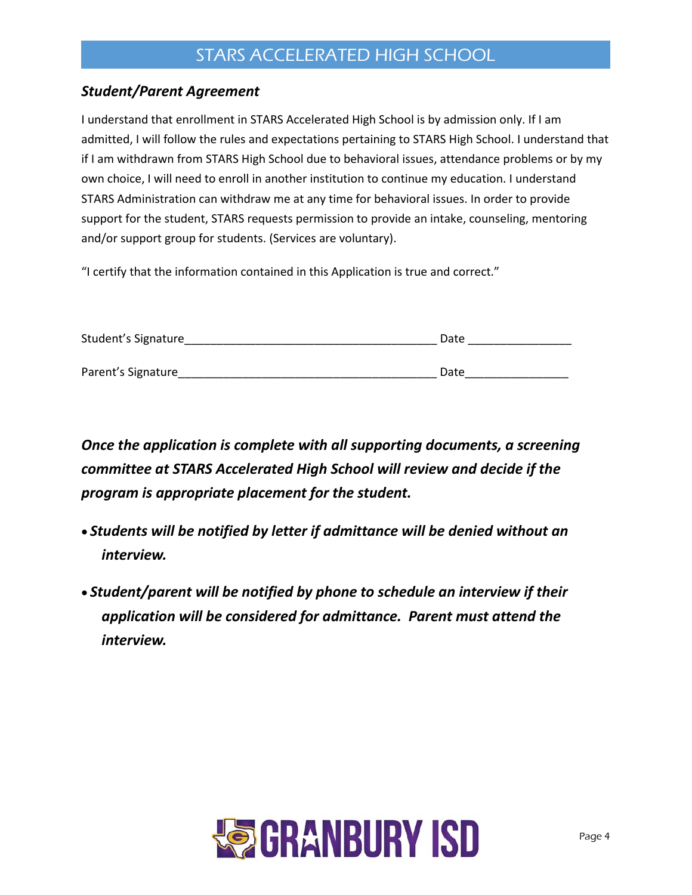## *Student/Parent Agreement*

I understand that enrollment in STARS Accelerated High School is by admission only. If I am admitted, I will follow the rules and expectations pertaining to STARS High School. I understand that if I am withdrawn from STARS High School due to behavioral issues, attendance problems or by my own choice, I will need to enroll in another institution to continue my education. I understand STARS Administration can withdraw me at any time for behavioral issues. In order to provide support for the student, STARS requests permission to provide an intake, counseling, mentoring and/or support group for students. (Services are voluntary).

"I certify that the information contained in this Application is true and correct."

Student's Signature_________________________________________ Date ________________

Parent's Signature__________________________________________ Date________________

***Once the application is complete with all supporting documents, a screening committee at STARS Accelerated High School will review and decide if the program is appropriate placement for the student.***

- ***Students will be notified by letter if admittance will be denied without an interview.***
- ***Student/parent will be notified by phone to schedule an interview if their application will be considered for admittance. Parent must attend the interview.***

GRANBURY ISD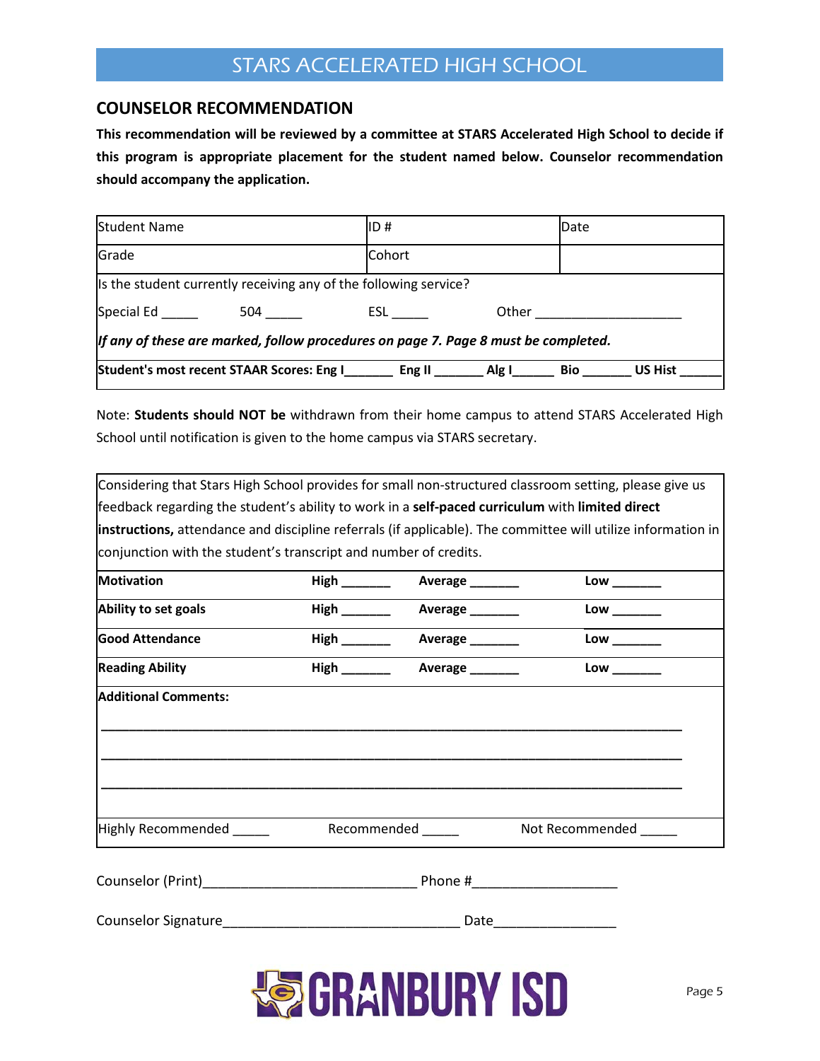## COUNSELOR RECOMMENDATION

**This recommendation will be reviewed by a committee at STARS Accelerated High School to decide if this program is appropriate placement for the student named below. Counselor recommendation should accompany the application.**

| Student Name | ID # | Date |
|---|---|---|
| Grade | Cohort | |
| Is the student currently receiving any of the following service? | | |
| Special Ed _____ 504 _____ | ESL _____ | Other ____________________ |
| *If any of these are marked, follow procedures on page 7. Page 8 must be completed.* | | |
| **Student's most recent STAAR Scores: Eng I_______ Eng II _______ Alg I______ Bio _______ US Hist ______** | | |

Note: **Students should NOT be** withdrawn from their home campus to attend STARS Accelerated High School until notification is given to the home campus via STARS secretary.

Considering that Stars High School provides for small non-structured classroom setting, please give us feedback regarding the student's ability to work in a **self-paced curriculum** with **limited direct instructions,** attendance and discipline referrals (if applicable). The committee will utilize information in conjunction with the student's transcript and number of credits.

| | | | |
|---|---|---|---|
| **Motivation** | **High _______** | **Average _______** | **Low _______** |
| **Ability to set goals** | **High _______** | **Average _______** | **Low _______** |
| **Good Attendance** | **High _______** | **Average _______** | **Low _______** |
| **Reading Ability** | **High _______** | **Average _______** | **Low _______** |

**Additional Comments:**

____________________________________________________________________________

____________________________________________________________________________

____________________________________________________________________________

Highly Recommended _____ Recommended _____ Not Recommended _____

Counselor (Print)____________________________ Phone #___________________

Counselor Signature_______________________________ Date________________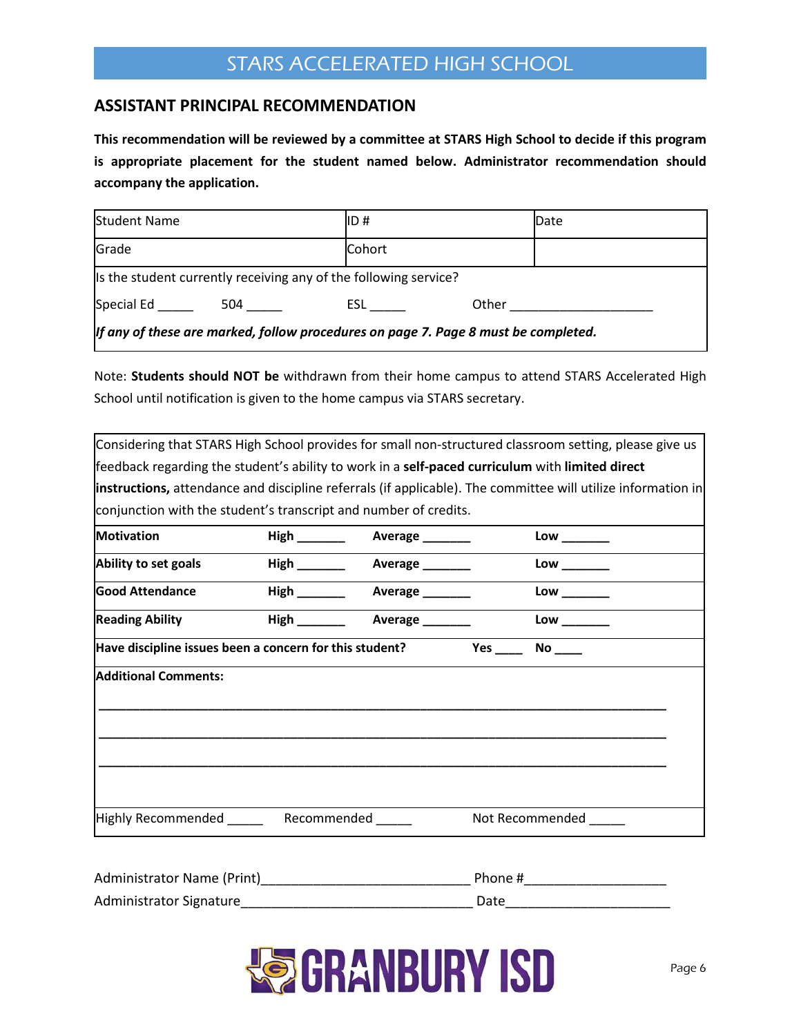# STARS ACCELERATED HIGH SCHOOL

## ASSISTANT PRINCIPAL RECOMMENDATION

**This recommendation will be reviewed by a committee at STARS High School to decide if this program is appropriate placement for the student named below. Administrator recommendation should accompany the application.**

| Student Name | ID # | Date |
|---|---|---|
| Grade | Cohort | |
| Is the student currently receiving any of the following service? | | |
| Special Ed _____ 504 _____ | ESL _____ | Other ____________________ |
| *If any of these are marked, follow procedures on page 7. Page 8 must be completed.* | | |

Note: **Students should NOT be** withdrawn from their home campus to attend STARS Accelerated High School until notification is given to the home campus via STARS secretary.

Considering that STARS High School provides for small non-structured classroom setting, please give us feedback regarding the student's ability to work in a **self-paced curriculum** with **limited direct instructions,** attendance and discipline referrals (if applicable). The committee will utilize information in conjunction with the student's transcript and number of credits.

| | | | |
|---|---|---|---|
| **Motivation** | **High** _______ | **Average** _______ | **Low** _______ |
| **Ability to set goals** | **High** _______ | **Average** _______ | **Low** _______ |
| **Good Attendance** | **High** _______ | **Average** _______ | **Low** _______ |
| **Reading Ability** | **High** _______ | **Average** _______ | **Low** _______ |
| **Have discipline issues been a concern for this student?** | | **Yes** ____ | **No** ____ |

**Additional Comments:**

_______________________________________________________________________________

_______________________________________________________________________________

_______________________________________________________________________________

Highly Recommended _____ Recommended _____ Not Recommended _____

Administrator Name (Print)____________________________ Phone #___________________

Administrator Signature_______________________________ Date______________________

GRANBURY ISD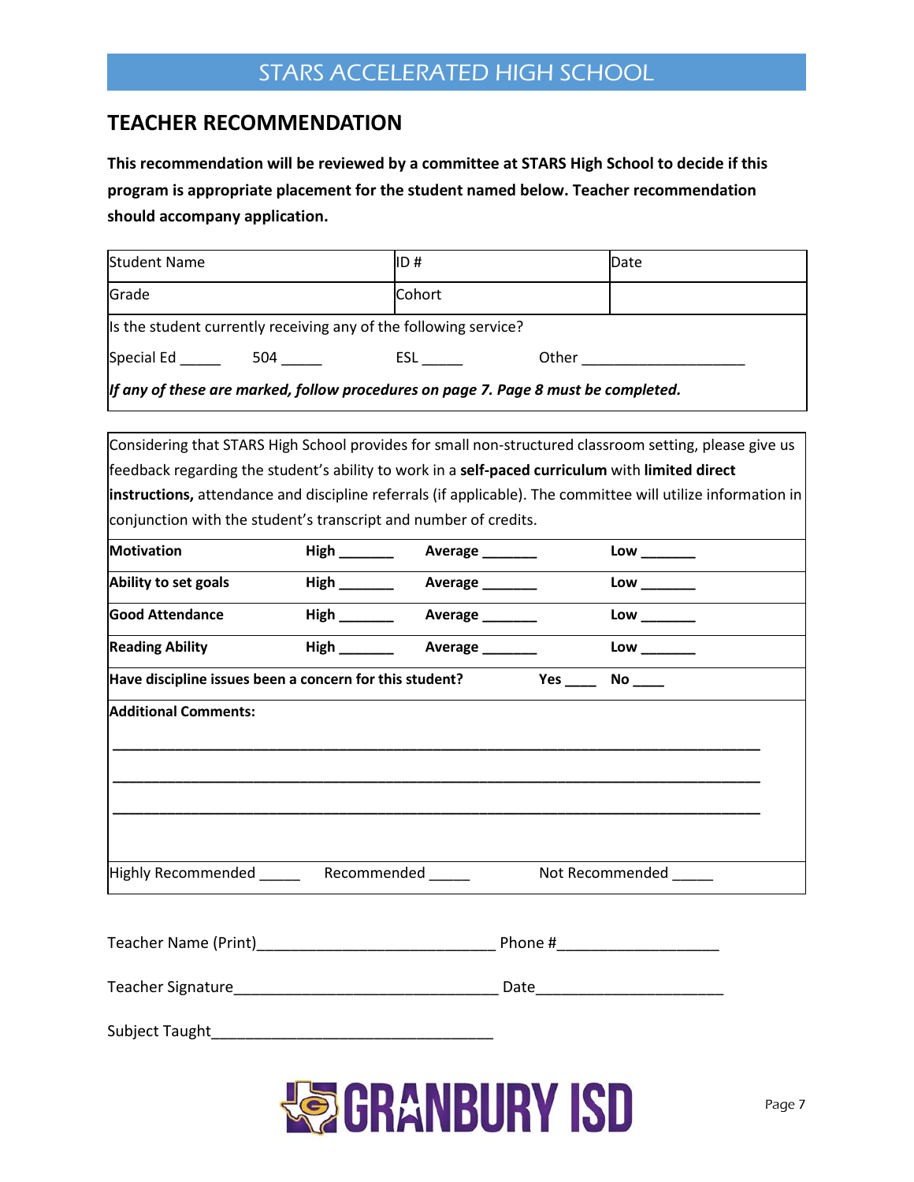# STARS ACCELERATED HIGH SCHOOL

## TEACHER RECOMMENDATION

**This recommendation will be reviewed by a committee at STARS High School to decide if this program is appropriate placement for the student named below. Teacher recommendation should accompany application.**

| Student Name | ID # | Date |
|---|---|---|
| Grade | Cohort | |

Is the student currently receiving any of the following service?

Special Ed _____ 504 _____ ESL _____ Other ____________________

***If any of these are marked, follow procedures on page 7. Page 8 must be completed.***

Considering that STARS High School provides for small non-structured classroom setting, please give us feedback regarding the student's ability to work in a **self-paced curriculum** with **limited direct instructions,** attendance and discipline referrals (if applicable). The committee will utilize information in conjunction with the student's transcript and number of credits.

| | | | |
|---|---|---|---|
| **Motivation** | **High _______** | **Average _______** | **Low _______** |
| **Ability to set goals** | **High _______** | **Average _______** | **Low _______** |
| **Good Attendance** | **High _______** | **Average _______** | **Low _______** |
| **Reading Ability** | **High _______** | **Average _______** | **Low _______** |

**Have discipline issues been a concern for this student?** **Yes ____** **No ____**

**Additional Comments:**

______________________________________________________________________________

______________________________________________________________________________

______________________________________________________________________________

Highly Recommended _____ Recommended _____ Not Recommended _____

Teacher Name (Print)____________________________ Phone #___________________

Teacher Signature_______________________________ Date______________________

Subject Taught_________________________________

GRANBURY ISD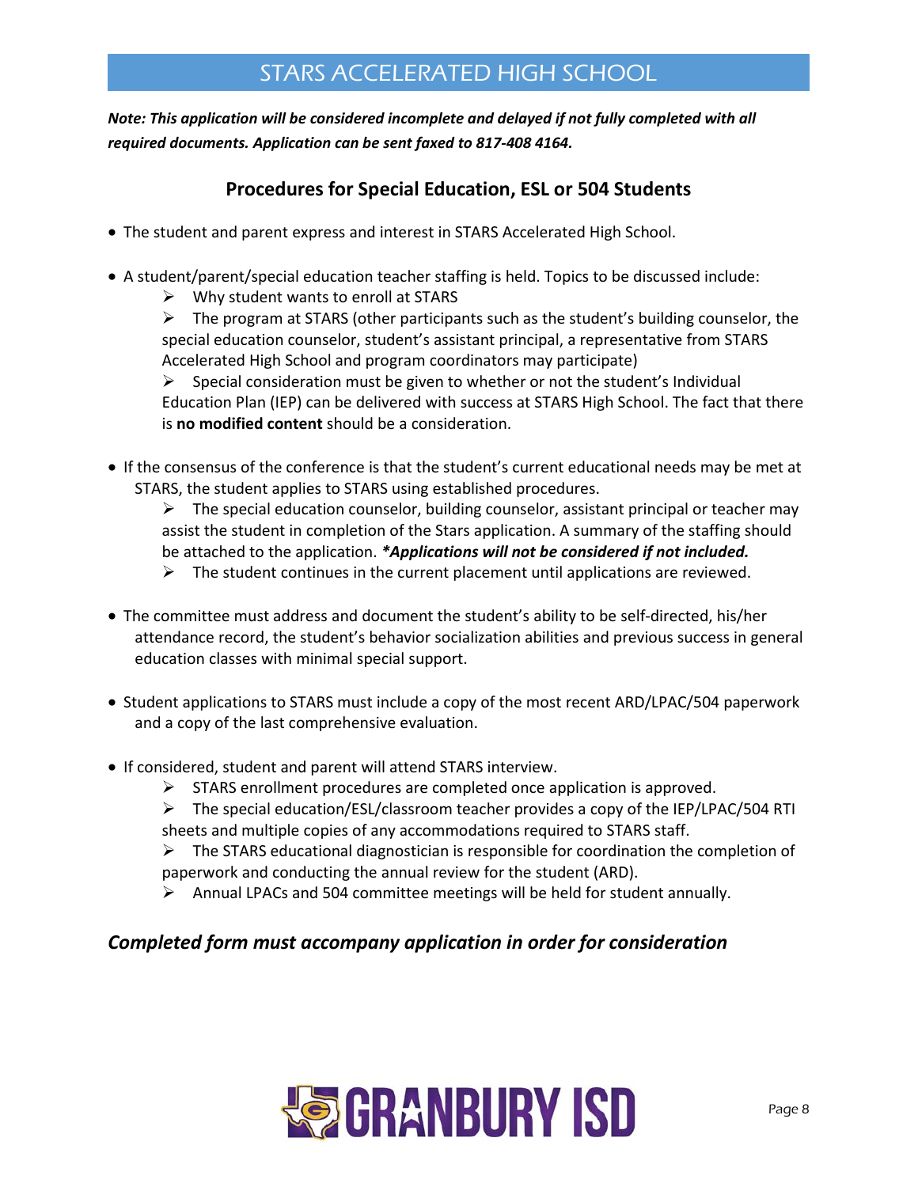# STARS ACCELERATED HIGH SCHOOL

***Note: This application will be considered incomplete and delayed if not fully completed with all required documents. Application can be sent faxed to 817-408 4164.***

## Procedures for Special Education, ESL or 504 Students

- The student and parent express and interest in STARS Accelerated High School.
- A student/parent/special education teacher staffing is held. Topics to be discussed include:
  - Why student wants to enroll at STARS
  - The program at STARS (other participants such as the student's building counselor, the special education counselor, student's assistant principal, a representative from STARS Accelerated High School and program coordinators may participate)
  - Special consideration must be given to whether or not the student's Individual Education Plan (IEP) can be delivered with success at STARS High School. The fact that there is **no modified content** should be a consideration.
- If the consensus of the conference is that the student's current educational needs may be met at STARS, the student applies to STARS using established procedures.
  - The special education counselor, building counselor, assistant principal or teacher may assist the student in completion of the Stars application. A summary of the staffing should be attached to the application. ***\*Applications will not be considered if not included.***
  - The student continues in the current placement until applications are reviewed.
- The committee must address and document the student's ability to be self-directed, his/her attendance record, the student's behavior socialization abilities and previous success in general education classes with minimal special support.
- Student applications to STARS must include a copy of the most recent ARD/LPAC/504 paperwork and a copy of the last comprehensive evaluation.
- If considered, student and parent will attend STARS interview.
  - STARS enrollment procedures are completed once application is approved.
  - The special education/ESL/classroom teacher provides a copy of the IEP/LPAC/504 RTI sheets and multiple copies of any accommodations required to STARS staff.
  - The STARS educational diagnostician is responsible for coordination the completion of paperwork and conducting the annual review for the student (ARD).
  - Annual LPACs and 504 committee meetings will be held for student annually.

### *Completed form must accompany application in order for consideration*

GRANBURY ISD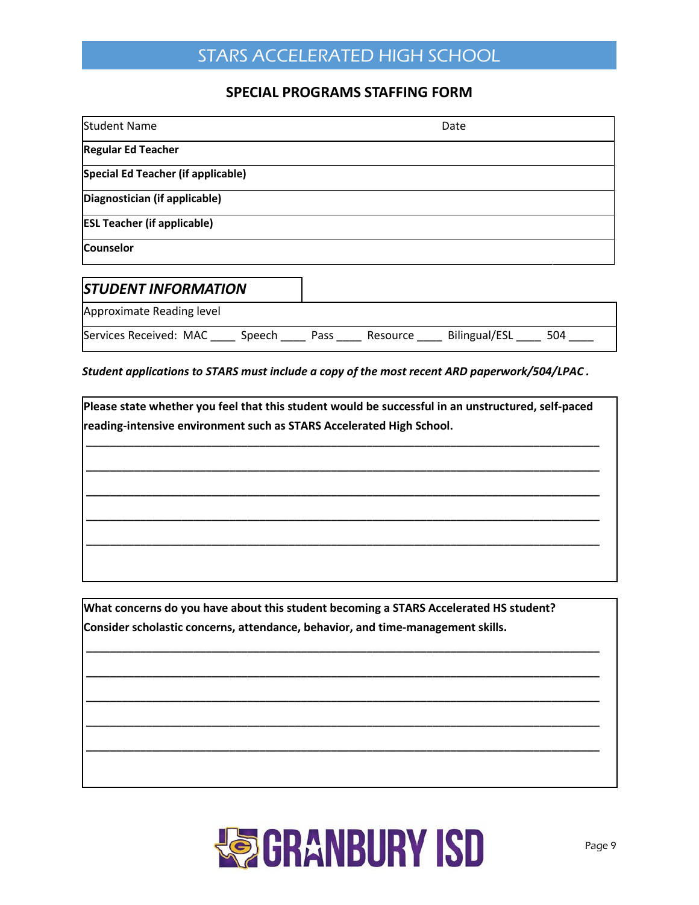# STARS ACCELERATED HIGH SCHOOL

## SPECIAL PROGRAMS STAFFING FORM

| | |
|---|---|
| Student Name | Date |
| **Regular Ed Teacher** | |
| **Special Ed Teacher (if applicable)** | |
| **Diagnostician (if applicable)** | |
| **ESL Teacher (if applicable)** | |
| **Counselor** | |

### *STUDENT INFORMATION*

| |
|---|
| Approximate Reading level |
| Services Received: MAC ____ Speech ____ Pass ____ Resource ____ Bilingual/ESL ____ 504 ____ |

***Student applications to STARS must include a copy of the most recent ARD paperwork/504/LPAC .***

**Please state whether you feel that this student would be successful in an unstructured, self-paced reading-intensive environment such as STARS Accelerated High School.**

_______________________________________________________________________________

_______________________________________________________________________________

_______________________________________________________________________________

_______________________________________________________________________________

_______________________________________________________________________________

**What concerns do you have about this student becoming a STARS Accelerated HS student? Consider scholastic concerns, attendance, behavior, and time-management skills.**

_______________________________________________________________________________

_______________________________________________________________________________

_______________________________________________________________________________

_______________________________________________________________________________

_______________________________________________________________________________

GRANBURY ISD